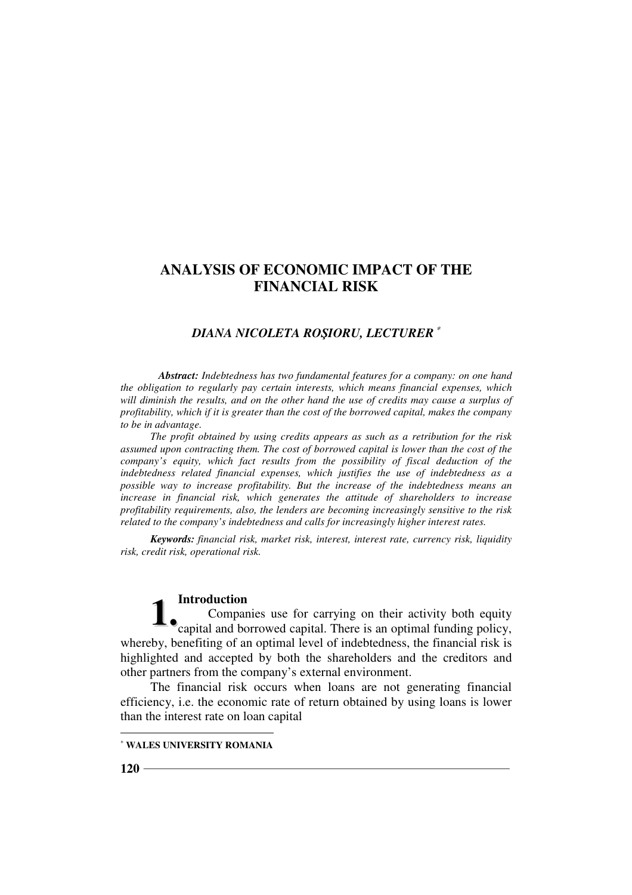# ANALYSIS OF ECONOMIC IMPACT OF THE FINANCIAL RISK

***DIANA NICOLETA ROŞIORU, LECTURER*** [*]

***Abstract:*** *Indebtedness has two fundamental features for a company: on one hand the obligation to regularly pay certain interests, which means financial expenses, which will diminish the results, and on the other hand the use of credits may cause a surplus of profitability, which if it is greater than the cost of the borrowed capital, makes the company to be in advantage.*

*The profit obtained by using credits appears as such as a retribution for the risk assumed upon contracting them. The cost of borrowed capital is lower than the cost of the company's equity, which fact results from the possibility of fiscal deduction of the indebtedness related financial expenses, which justifies the use of indebtedness as a possible way to increase profitability. But the increase of the indebtedness means an increase in financial risk, which generates the attitude of shareholders to increase profitability requirements, also, the lenders are becoming increasingly sensitive to the risk related to the company's indebtedness and calls for increasingly higher interest rates.*

***Keywords:*** *financial risk, market risk, interest, interest rate, currency risk, liquidity risk, credit risk, operational risk.*

## 1. Introduction

Companies use for carrying on their activity both equity capital and borrowed capital. There is an optimal funding policy, whereby, benefiting of an optimal level of indebtedness, the financial risk is highlighted and accepted by both the shareholders and the creditors and other partners from the company's external environment.

The financial risk occurs when loans are not generating financial efficiency, i.e. the economic rate of return obtained by using loans is lower than the interest rate on loan capital

[*] **WALES UNIVERSITY ROMANIA**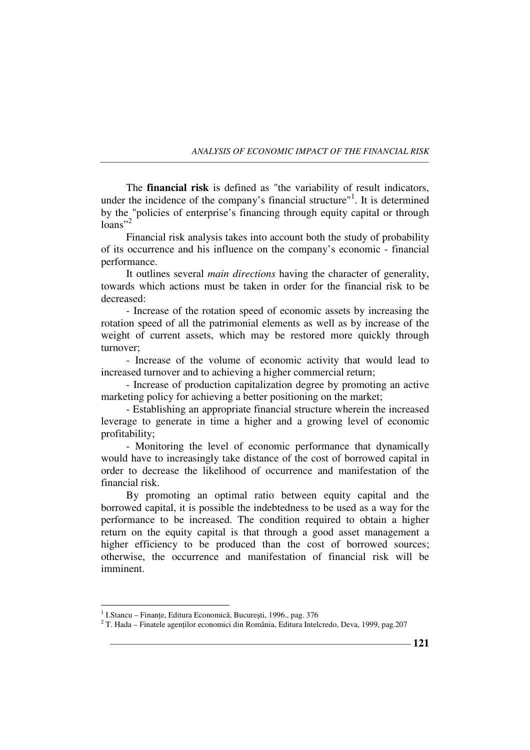The **financial risk** is defined as "the variability of result indicators, under the incidence of the company's financial structure"[1]. It is determined by the "policies of enterprise's financing through equity capital or through loans"[2]

Financial risk analysis takes into account both the study of probability of its occurrence and his influence on the company's economic - financial performance.

It outlines several *main directions* having the character of generality, towards which actions must be taken in order for the financial risk to be decreased:

- Increase of the rotation speed of economic assets by increasing the rotation speed of all the patrimonial elements as well as by increase of the weight of current assets, which may be restored more quickly through turnover;
- Increase of the volume of economic activity that would lead to increased turnover and to achieving a higher commercial return;
- Increase of production capitalization degree by promoting an active marketing policy for achieving a better positioning on the market;
- Establishing an appropriate financial structure wherein the increased leverage to generate in time a higher and a growing level of economic profitability;
- Monitoring the level of economic performance that dynamically would have to increasingly take distance of the cost of borrowed capital in order to decrease the likelihood of occurrence and manifestation of the financial risk.

By promoting an optimal ratio between equity capital and the borrowed capital, it is possible the indebtedness to be used as a way for the performance to be increased. The condition required to obtain a higher return on the equity capital is that through a good asset management a higher efficiency to be produced than the cost of borrowed sources; otherwise, the occurrence and manifestation of financial risk will be imminent.

---

[1] I.Stancu – Finanțe, Editura Economică, București, 1996., pag. 376

[2] T. Hada – Finatele agenților economici din România, Editura Intelcredo, Deva, 1999, pag.207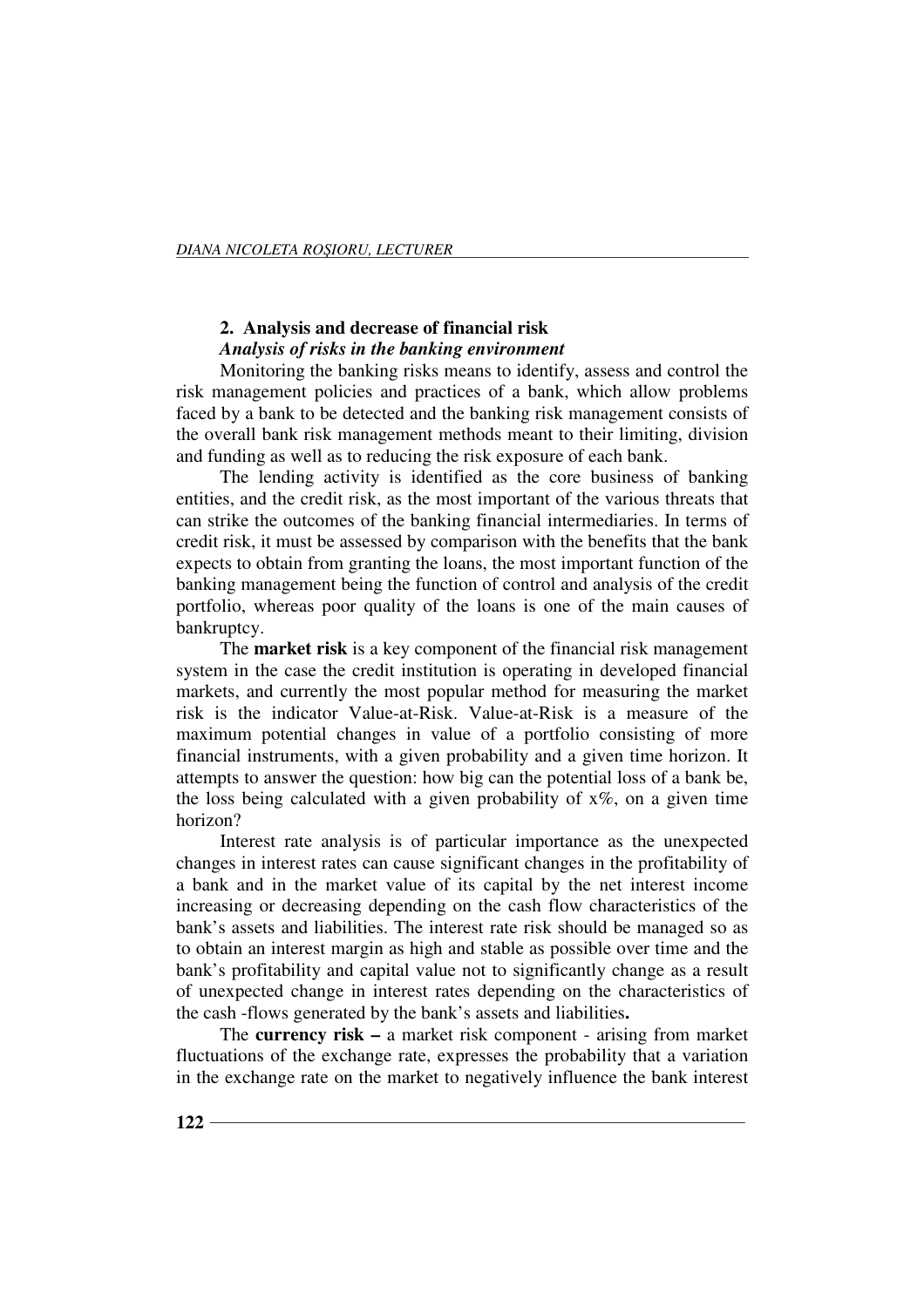## 2. Analysis and decrease of financial risk

***Analysis of risks in the banking environment***

Monitoring the banking risks means to identify, assess and control the risk management policies and practices of a bank, which allow problems faced by a bank to be detected and the banking risk management consists of the overall bank risk management methods meant to their limiting, division and funding as well as to reducing the risk exposure of each bank.

The lending activity is identified as the core business of banking entities, and the credit risk, as the most important of the various threats that can strike the outcomes of the banking financial intermediaries. In terms of credit risk, it must be assessed by comparison with the benefits that the bank expects to obtain from granting the loans, the most important function of the banking management being the function of control and analysis of the credit portfolio, whereas poor quality of the loans is one of the main causes of bankruptcy.

The **market risk** is a key component of the financial risk management system in the case the credit institution is operating in developed financial markets, and currently the most popular method for measuring the market risk is the indicator Value-at-Risk. Value-at-Risk is a measure of the maximum potential changes in value of a portfolio consisting of more financial instruments, with a given probability and a given time horizon. It attempts to answer the question: how big can the potential loss of a bank be, the loss being calculated with a given probability of x%, on a given time horizon?

Interest rate analysis is of particular importance as the unexpected changes in interest rates can cause significant changes in the profitability of a bank and in the market value of its capital by the net interest income increasing or decreasing depending on the cash flow characteristics of the bank's assets and liabilities. The interest rate risk should be managed so as to obtain an interest margin as high and stable as possible over time and the bank's profitability and capital value not to significantly change as a result of unexpected change in interest rates depending on the characteristics of the cash -flows generated by the bank's assets and liabilities**.**

The **currency risk –** a market risk component - arising from market fluctuations of the exchange rate, expresses the probability that a variation in the exchange rate on the market to negatively influence the bank interest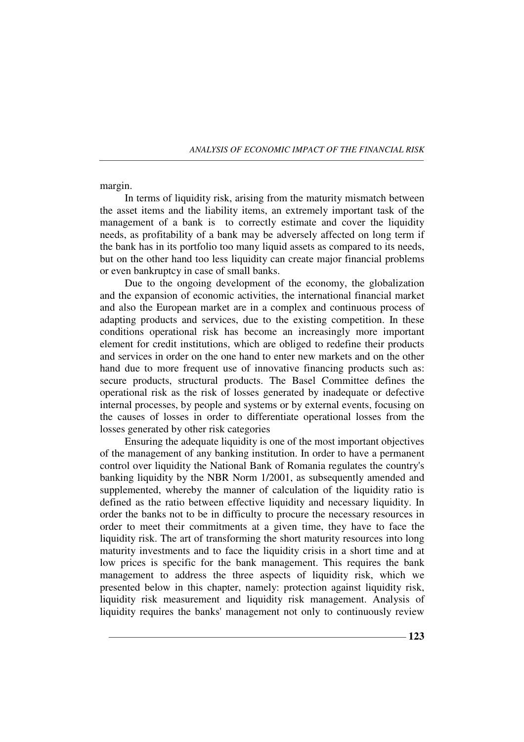margin.

In terms of liquidity risk, arising from the maturity mismatch between the asset items and the liability items, an extremely important task of the management of a bank is to correctly estimate and cover the liquidity needs, as profitability of a bank may be adversely affected on long term if the bank has in its portfolio too many liquid assets as compared to its needs, but on the other hand too less liquidity can create major financial problems or even bankruptcy in case of small banks.

Due to the ongoing development of the economy, the globalization and the expansion of economic activities, the international financial market and also the European market are in a complex and continuous process of adapting products and services, due to the existing competition. In these conditions operational risk has become an increasingly more important element for credit institutions, which are obliged to redefine their products and services in order on the one hand to enter new markets and on the other hand due to more frequent use of innovative financing products such as: secure products, structural products. The Basel Committee defines the operational risk as the risk of losses generated by inadequate or defective internal processes, by people and systems or by external events, focusing on the causes of losses in order to differentiate operational losses from the losses generated by other risk categories

Ensuring the adequate liquidity is one of the most important objectives of the management of any banking institution. In order to have a permanent control over liquidity the National Bank of Romania regulates the country's banking liquidity by the NBR Norm 1/2001, as subsequently amended and supplemented, whereby the manner of calculation of the liquidity ratio is defined as the ratio between effective liquidity and necessary liquidity. In order the banks not to be in difficulty to procure the necessary resources in order to meet their commitments at a given time, they have to face the liquidity risk. The art of transforming the short maturity resources into long maturity investments and to face the liquidity crisis in a short time and at low prices is specific for the bank management. This requires the bank management to address the three aspects of liquidity risk, which we presented below in this chapter, namely: protection against liquidity risk, liquidity risk measurement and liquidity risk management. Analysis of liquidity requires the banks' management not only to continuously review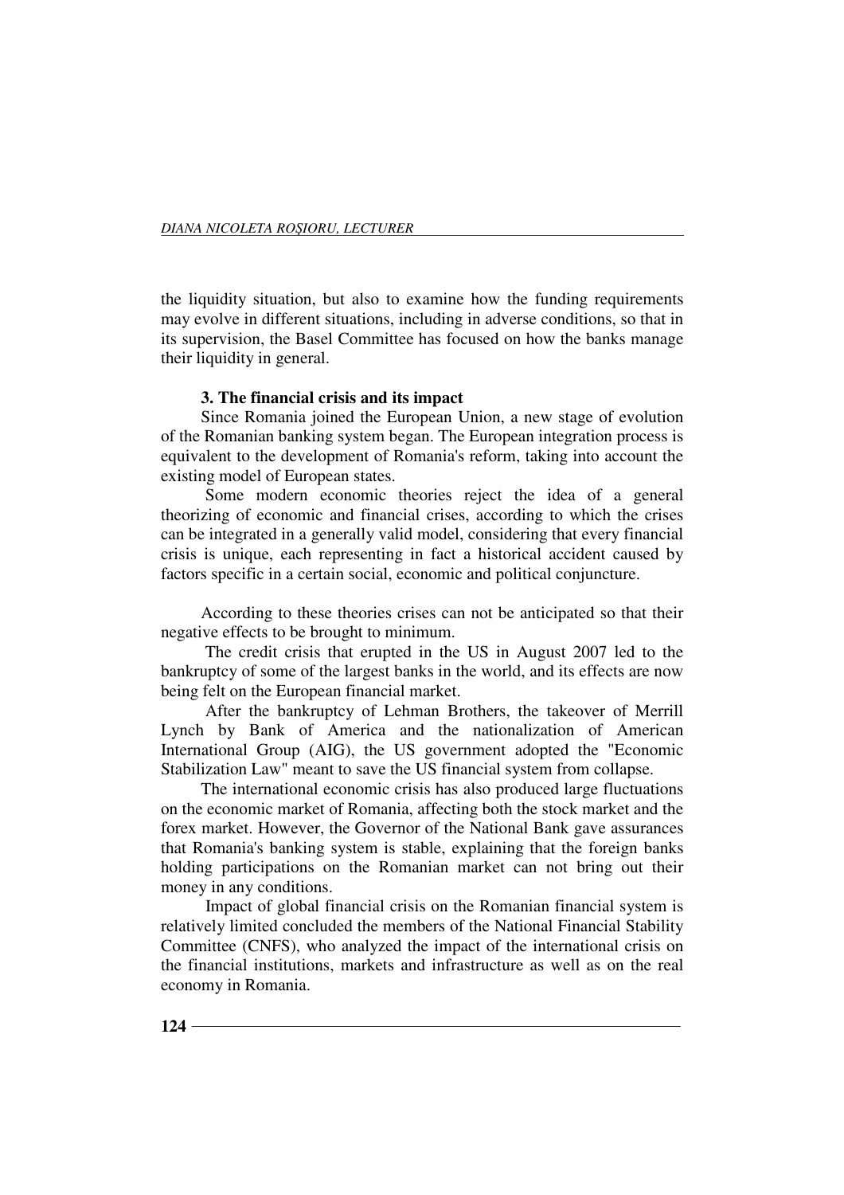the liquidity situation, but also to examine how the funding requirements may evolve in different situations, including in adverse conditions, so that in its supervision, the Basel Committee has focused on how the banks manage their liquidity in general.

### 3. The financial crisis and its impact

Since Romania joined the European Union, a new stage of evolution of the Romanian banking system began. The European integration process is equivalent to the development of Romania's reform, taking into account the existing model of European states.

Some modern economic theories reject the idea of a general theorizing of economic and financial crises, according to which the crises can be integrated in a generally valid model, considering that every financial crisis is unique, each representing in fact a historical accident caused by factors specific in a certain social, economic and political conjuncture.

According to these theories crises can not be anticipated so that their negative effects to be brought to minimum.

The credit crisis that erupted in the US in August 2007 led to the bankruptcy of some of the largest banks in the world, and its effects are now being felt on the European financial market.

After the bankruptcy of Lehman Brothers, the takeover of Merrill Lynch by Bank of America and the nationalization of American International Group (AIG), the US government adopted the "Economic Stabilization Law" meant to save the US financial system from collapse.

The international economic crisis has also produced large fluctuations on the economic market of Romania, affecting both the stock market and the forex market. However, the Governor of the National Bank gave assurances that Romania's banking system is stable, explaining that the foreign banks holding participations on the Romanian market can not bring out their money in any conditions.

Impact of global financial crisis on the Romanian financial system is relatively limited concluded the members of the National Financial Stability Committee (CNFS), who analyzed the impact of the international crisis on the financial institutions, markets and infrastructure as well as on the real economy in Romania.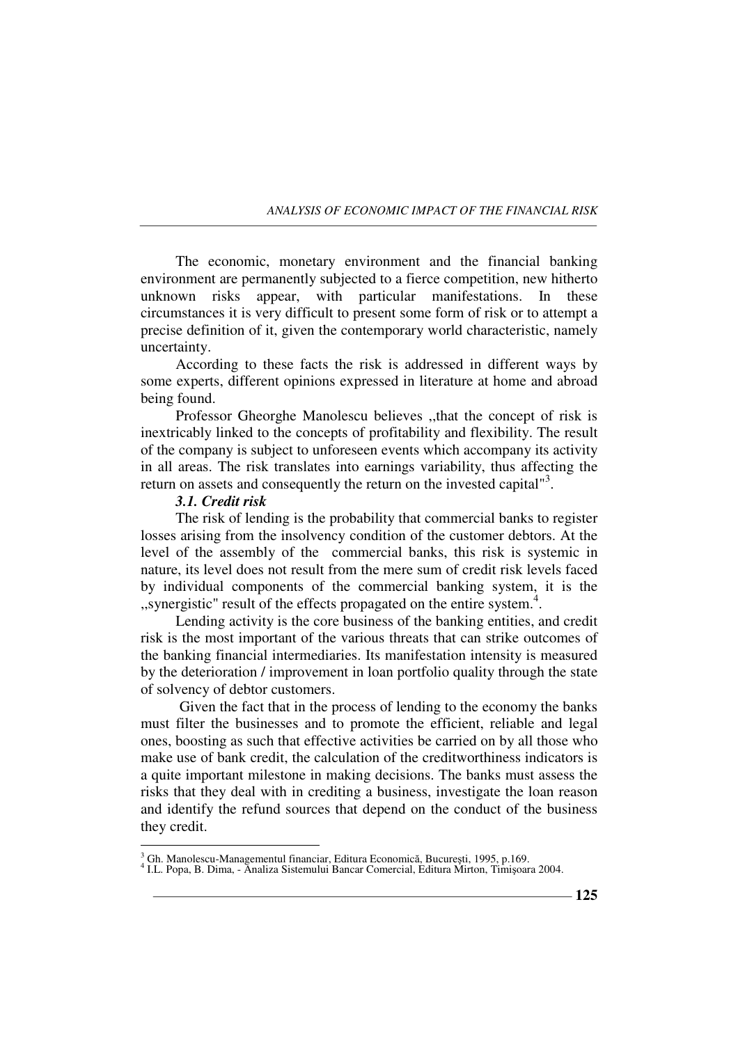The economic, monetary environment and the financial banking environment are permanently subjected to a fierce competition, new hitherto unknown risks appear, with particular manifestations. In these circumstances it is very difficult to present some form of risk or to attempt a precise definition of it, given the contemporary world characteristic, namely uncertainty.

According to these facts the risk is addressed in different ways by some experts, different opinions expressed in literature at home and abroad being found.

Professor Gheorghe Manolescu believes ,,that the concept of risk is inextricably linked to the concepts of profitability and flexibility. The result of the company is subject to unforeseen events which accompany its activity in all areas. The risk translates into earnings variability, thus affecting the return on assets and consequently the return on the invested capital"[3].

### *3.1. Credit risk*

The risk of lending is the probability that commercial banks to register losses arising from the insolvency condition of the customer debtors. At the level of the assembly of the commercial banks, this risk is systemic in nature, its level does not result from the mere sum of credit risk levels faced by individual components of the commercial banking system, it is the ,,synergistic" result of the effects propagated on the entire system.[4].

Lending activity is the core business of the banking entities, and credit risk is the most important of the various threats that can strike outcomes of the banking financial intermediaries. Its manifestation intensity is measured by the deterioration / improvement in loan portfolio quality through the state of solvency of debtor customers.

Given the fact that in the process of lending to the economy the banks must filter the businesses and to promote the efficient, reliable and legal ones, boosting as such that effective activities be carried on by all those who make use of bank credit, the calculation of the creditworthiness indicators is a quite important milestone in making decisions. The banks must assess the risks that they deal with in crediting a business, investigate the loan reason and identify the refund sources that depend on the conduct of the business they credit.

---

[3] Gh. Manolescu-Managementul financiar, Editura Economică, Bucureşti, 1995, p.169.
[4] I.L. Popa, B. Dima, - Analiza Sistemului Bancar Comercial, Editura Mirton, Timişoara 2004.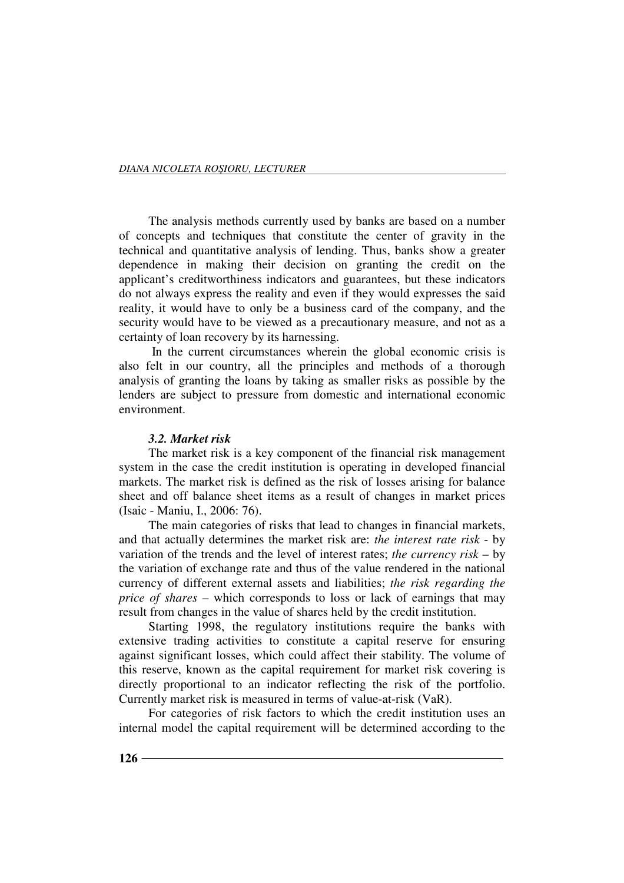The analysis methods currently used by banks are based on a number of concepts and techniques that constitute the center of gravity in the technical and quantitative analysis of lending. Thus, banks show a greater dependence in making their decision on granting the credit on the applicant's creditworthiness indicators and guarantees, but these indicators do not always express the reality and even if they would expresses the said reality, it would have to only be a business card of the company, and the security would have to be viewed as a precautionary measure, and not as a certainty of loan recovery by its harnessing.

In the current circumstances wherein the global economic crisis is also felt in our country, all the principles and methods of a thorough analysis of granting the loans by taking as smaller risks as possible by the lenders are subject to pressure from domestic and international economic environment.

### *3.2. Market risk*

The market risk is a key component of the financial risk management system in the case the credit institution is operating in developed financial markets. The market risk is defined as the risk of losses arising for balance sheet and off balance sheet items as a result of changes in market prices (Isaic - Maniu, I., 2006: 76).

The main categories of risks that lead to changes in financial markets, and that actually determines the market risk are: *the interest rate risk* - by variation of the trends and the level of interest rates; *the currency risk* – by the variation of exchange rate and thus of the value rendered in the national currency of different external assets and liabilities; *the risk regarding the price of shares* – which corresponds to loss or lack of earnings that may result from changes in the value of shares held by the credit institution.

Starting 1998, the regulatory institutions require the banks with extensive trading activities to constitute a capital reserve for ensuring against significant losses, which could affect their stability. The volume of this reserve, known as the capital requirement for market risk covering is directly proportional to an indicator reflecting the risk of the portfolio. Currently market risk is measured in terms of value-at-risk (VaR).

For categories of risk factors to which the credit institution uses an internal model the capital requirement will be determined according to the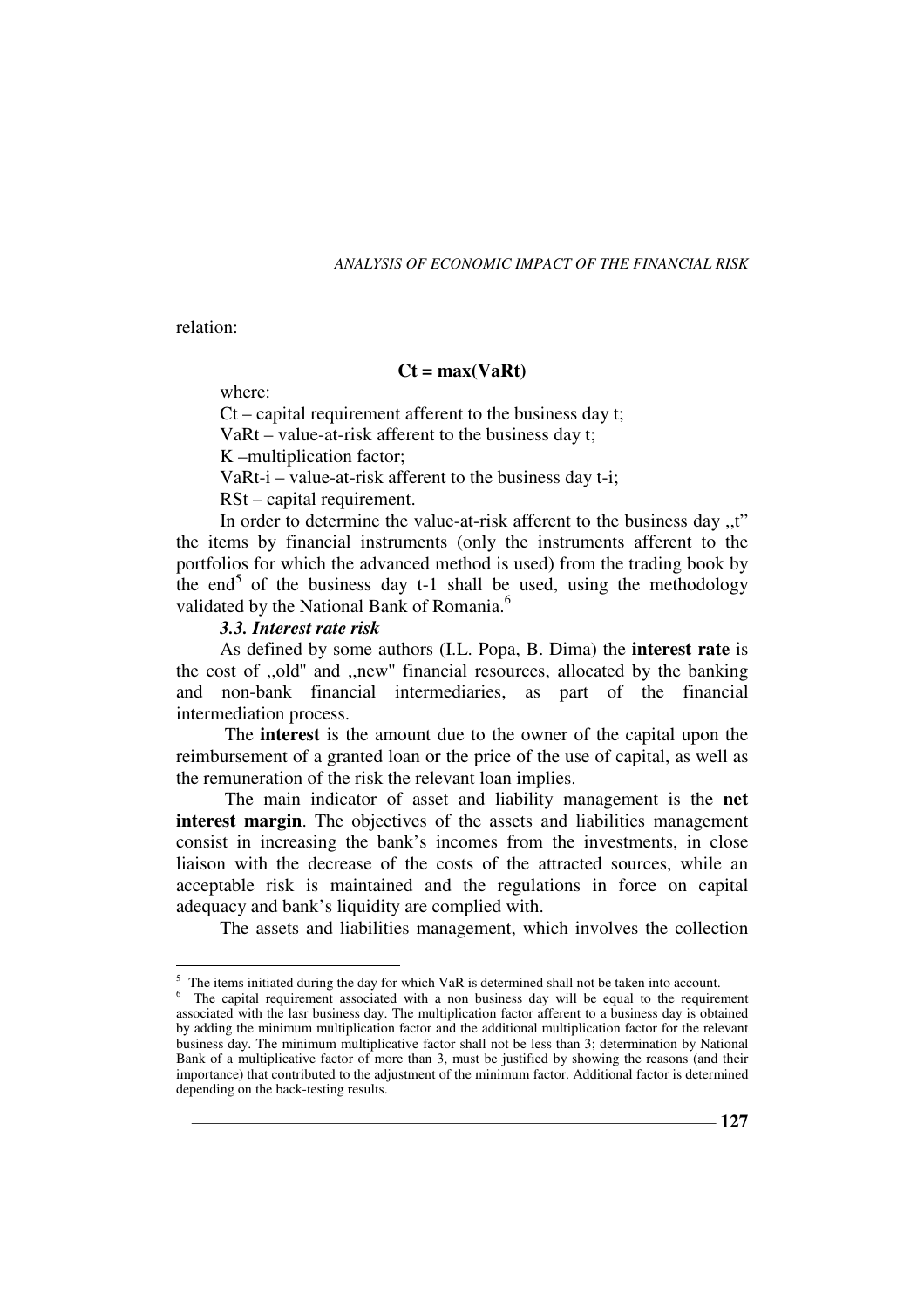relation:

$$Ct = max(VaRt)$$

where:

Ct – capital requirement afferent to the business day t;

VaRt – value-at-risk afferent to the business day t;

K –multiplication factor;

VaRt-i – value-at-risk afferent to the business day t-i;

RSt – capital requirement.

In order to determine the value-at-risk afferent to the business day ,,t" the items by financial instruments (only the instruments afferent to the portfolios for which the advanced method is used) from the trading book by the end[5] of the business day t-1 shall be used, using the methodology validated by the National Bank of Romania.[6]

***3.3. Interest rate risk***

As defined by some authors (I.L. Popa, B. Dima) the **interest rate** is the cost of ,,old" and ,,new" financial resources, allocated by the banking and non-bank financial intermediaries, as part of the financial intermediation process.

The **interest** is the amount due to the owner of the capital upon the reimbursement of a granted loan or the price of the use of capital, as well as the remuneration of the risk the relevant loan implies.

The main indicator of asset and liability management is the **net interest margin**. The objectives of the assets and liabilities management consist in increasing the bank's incomes from the investments, in close liaison with the decrease of the costs of the attracted sources, while an acceptable risk is maintained and the regulations in force on capital adequacy and bank's liquidity are complied with.

The assets and liabilities management, which involves the collection

---

[5] The items initiated during the day for which VaR is determined shall not be taken into account.

[6] The capital requirement associated with a non business day will be equal to the requirement associated with the lasr business day. The multiplication factor afferent to a business day is obtained by adding the minimum multiplication factor and the additional multiplication factor for the relevant business day. The minimum multiplicative factor shall not be less than 3; determination by National Bank of a multiplicative factor of more than 3, must be justified by showing the reasons (and their importance) that contributed to the adjustment of the minimum factor. Additional factor is determined depending on the back-testing results.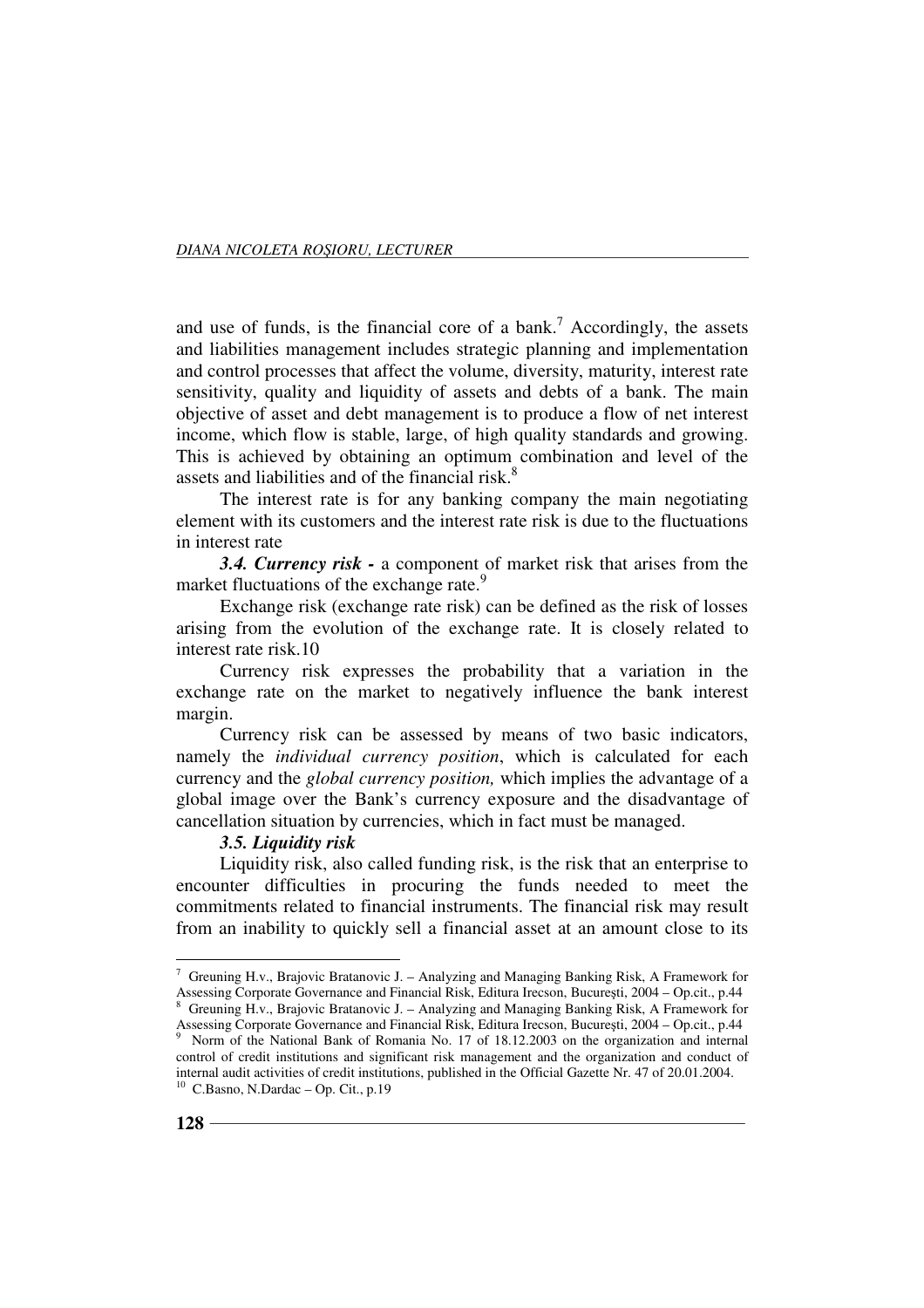and use of funds, is the financial core of a bank.[7] Accordingly, the assets and liabilities management includes strategic planning and implementation and control processes that affect the volume, diversity, maturity, interest rate sensitivity, quality and liquidity of assets and debts of a bank. The main objective of asset and debt management is to produce a flow of net interest income, which flow is stable, large, of high quality standards and growing. This is achieved by obtaining an optimum combination and level of the assets and liabilities and of the financial risk.[8]

The interest rate is for any banking company the main negotiating element with its customers and the interest rate risk is due to the fluctuations in interest rate

***3.4. Currency risk -*** a component of market risk that arises from the market fluctuations of the exchange rate.[9]

Exchange risk (exchange rate risk) can be defined as the risk of losses arising from the evolution of the exchange rate. It is closely related to interest rate risk.10

Currency risk expresses the probability that a variation in the exchange rate on the market to negatively influence the bank interest margin.

Currency risk can be assessed by means of two basic indicators, namely the *individual currency position*, which is calculated for each currency and the *global currency position,* which implies the advantage of a global image over the Bank's currency exposure and the disadvantage of cancellation situation by currencies, which in fact must be managed.

***3.5. Liquidity risk***

Liquidity risk, also called funding risk, is the risk that an enterprise to encounter difficulties in procuring the funds needed to meet the commitments related to financial instruments. The financial risk may result from an inability to quickly sell a financial asset at an amount close to its

---

[7] Greuning H.v., Brajovic Bratanovic J. – Analyzing and Managing Banking Risk, A Framework for Assessing Corporate Governance and Financial Risk, Editura Irecson, Bucureşti, 2004 – Op.cit., p.44

[8] Greuning H.v., Brajovic Bratanovic J. – Analyzing and Managing Banking Risk, A Framework for Assessing Corporate Governance and Financial Risk, Editura Irecson, Bucureşti, 2004 – Op.cit., p.44

[9] Norm of the National Bank of Romania No. 17 of 18.12.2003 on the organization and internal control of credit institutions and significant risk management and the organization and conduct of internal audit activities of credit institutions, published in the Official Gazette Nr. 47 of 20.01.2004.

[10] C.Basno, N.Dardac – Op. Cit., p.19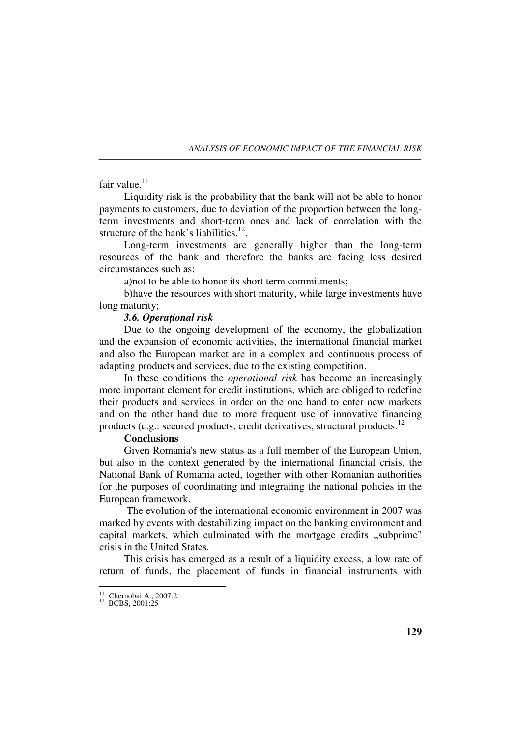fair value.[11]

Liquidity risk is the probability that the bank will not be able to honor payments to customers, due to deviation of the proportion between the long-term investments and short-term ones and lack of correlation with the structure of the bank's liabilities.[12].

Long-term investments are generally higher than the long-term resources of the bank and therefore the banks are facing less desired circumstances such as:

a)not to be able to honor its short term commitments;

b)have the resources with short maturity, while large investments have long maturity;

***3.6. Operațional risk***

Due to the ongoing development of the economy, the globalization and the expansion of economic activities, the international financial market and also the European market are in a complex and continuous process of adapting products and services, due to the existing competition.

In these conditions the *operational risk* has become an increasingly more important element for credit institutions, which are obliged to redefine their products and services in order on the one hand to enter new markets and on the other hand due to more frequent use of innovative financing products (e.g.: secured products, credit derivatives, structural products.[12]

**Conclusions**

Given Romania's new status as a full member of the European Union, but also in the context generated by the international financial crisis, the National Bank of Romania acted, together with other Romanian authorities for the purposes of coordinating and integrating the national policies in the European framework.

The evolution of the international economic environment in 2007 was marked by events with destabilizing impact on the banking environment and capital markets, which culminated with the mortgage credits „subprime" crisis in the United States.

This crisis has emerged as a result of a liquidity excess, a low rate of return of funds, the placement of funds in financial instruments with

---

[11] Chernobai A., 2007:2

[12] BCBS, 2001:25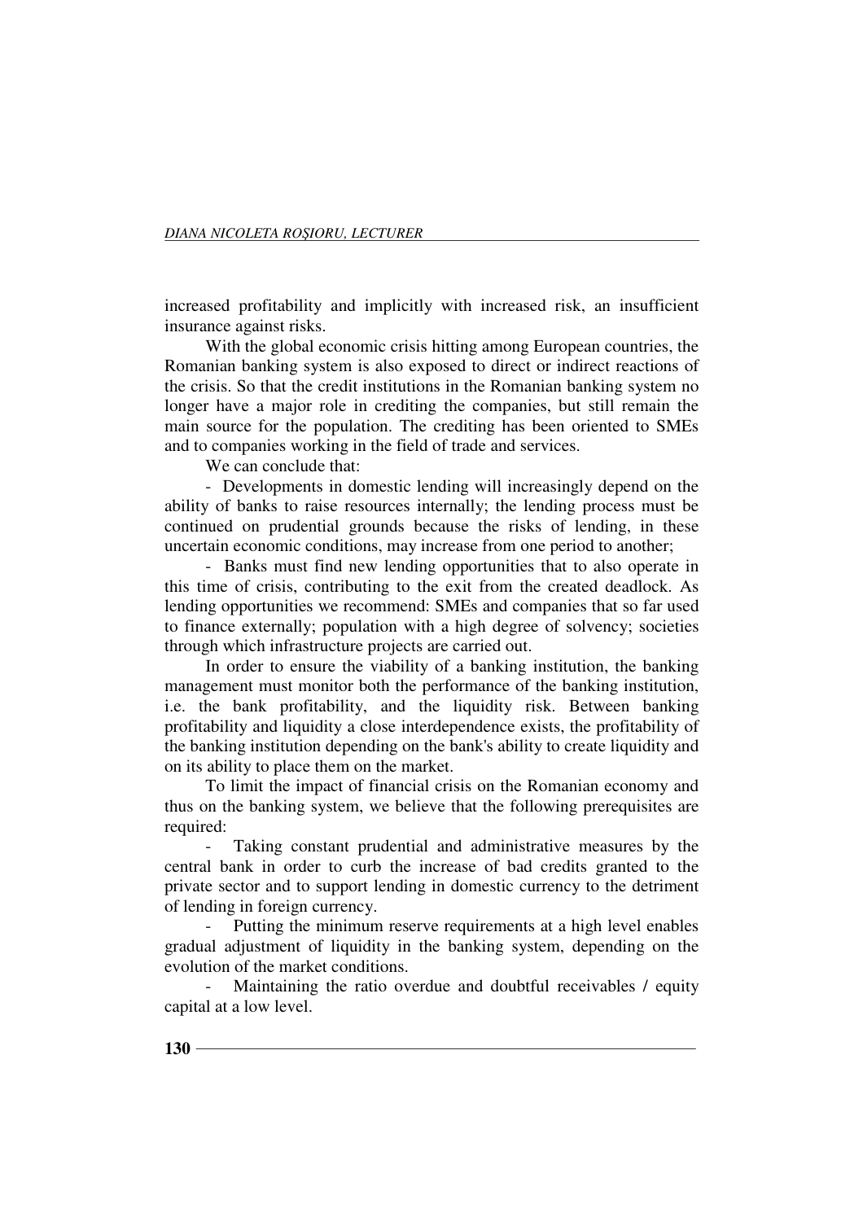increased profitability and implicitly with increased risk, an insufficient insurance against risks.

With the global economic crisis hitting among European countries, the Romanian banking system is also exposed to direct or indirect reactions of the crisis. So that the credit institutions in the Romanian banking system no longer have a major role in crediting the companies, but still remain the main source for the population. The crediting has been oriented to SMEs and to companies working in the field of trade and services.

We can conclude that:

- Developments in domestic lending will increasingly depend on the ability of banks to raise resources internally; the lending process must be continued on prudential grounds because the risks of lending, in these uncertain economic conditions, may increase from one period to another;
- Banks must find new lending opportunities that to also operate in this time of crisis, contributing to the exit from the created deadlock. As lending opportunities we recommend: SMEs and companies that so far used to finance externally; population with a high degree of solvency; societies through which infrastructure projects are carried out.

In order to ensure the viability of a banking institution, the banking management must monitor both the performance of the banking institution, i.e. the bank profitability, and the liquidity risk. Between banking profitability and liquidity a close interdependence exists, the profitability of the banking institution depending on the bank's ability to create liquidity and on its ability to place them on the market.

To limit the impact of financial crisis on the Romanian economy and thus on the banking system, we believe that the following prerequisites are required:

- Taking constant prudential and administrative measures by the central bank in order to curb the increase of bad credits granted to the private sector and to support lending in domestic currency to the detriment of lending in foreign currency.
- Putting the minimum reserve requirements at a high level enables gradual adjustment of liquidity in the banking system, depending on the evolution of the market conditions.
- Maintaining the ratio overdue and doubtful receivables / equity capital at a low level.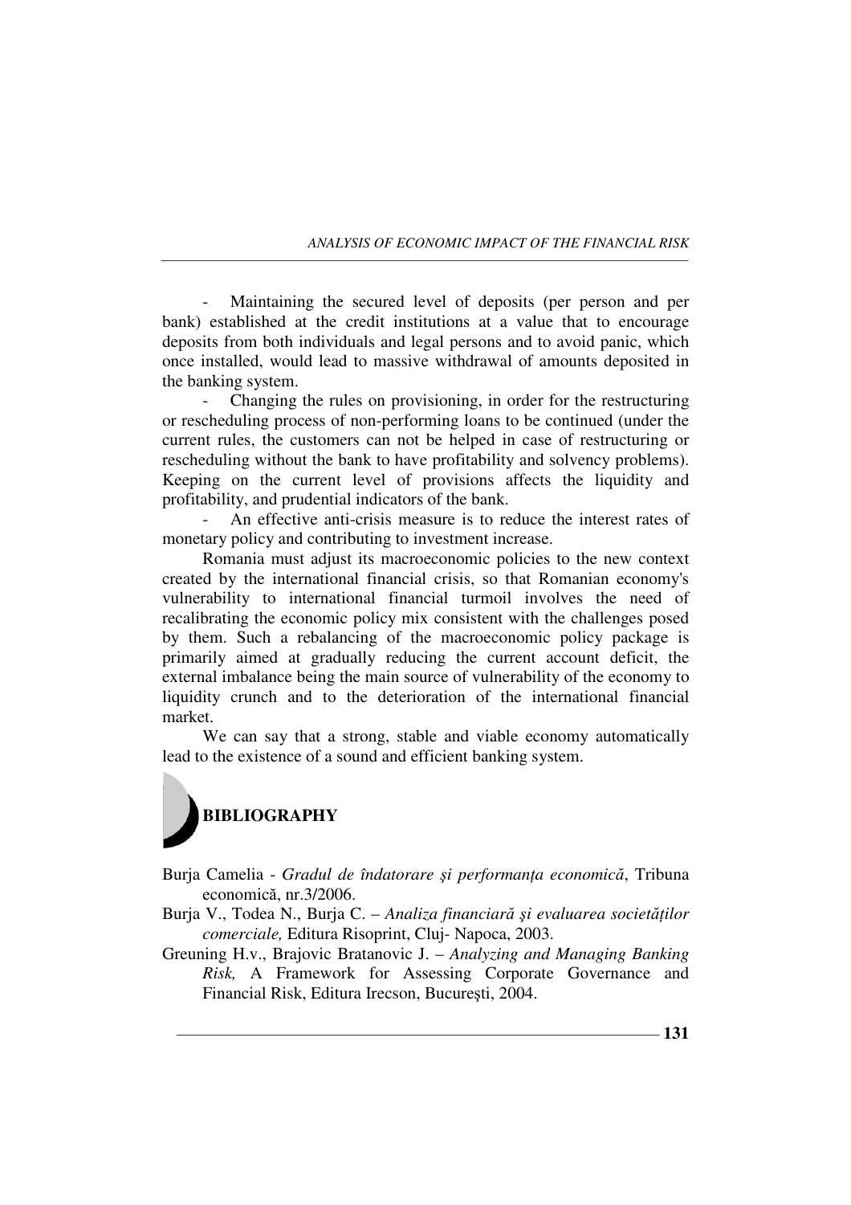- Maintaining the secured level of deposits (per person and per bank) established at the credit institutions at a value that to encourage deposits from both individuals and legal persons and to avoid panic, which once installed, would lead to massive withdrawal of amounts deposited in the banking system.

- Changing the rules on provisioning, in order for the restructuring or rescheduling process of non-performing loans to be continued (under the current rules, the customers can not be helped in case of restructuring or rescheduling without the bank to have profitability and solvency problems). Keeping on the current level of provisions affects the liquidity and profitability, and prudential indicators of the bank.

- An effective anti-crisis measure is to reduce the interest rates of monetary policy and contributing to investment increase.

Romania must adjust its macroeconomic policies to the new context created by the international financial crisis, so that Romanian economy's vulnerability to international financial turmoil involves the need of recalibrating the economic policy mix consistent with the challenges posed by them. Such a rebalancing of the macroeconomic policy package is primarily aimed at gradually reducing the current account deficit, the external imbalance being the main source of vulnerability of the economy to liquidity crunch and to the deterioration of the international financial market.

We can say that a strong, stable and viable economy automatically lead to the existence of a sound and efficient banking system.

## BIBLIOGRAPHY

Burja Camelia - *Gradul de îndatorare şi performanţa economică*, Tribuna economică, nr.3/2006.

Burja V., Todea N., Burja C. – *Analiza financiară şi evaluarea societăţilor comerciale,* Editura Risoprint, Cluj- Napoca, 2003.

Greuning H.v., Brajovic Bratanovic J. – *Analyzing and Managing Banking Risk,* A Framework for Assessing Corporate Governance and Financial Risk, Editura Irecson, Bucureşti, 2004.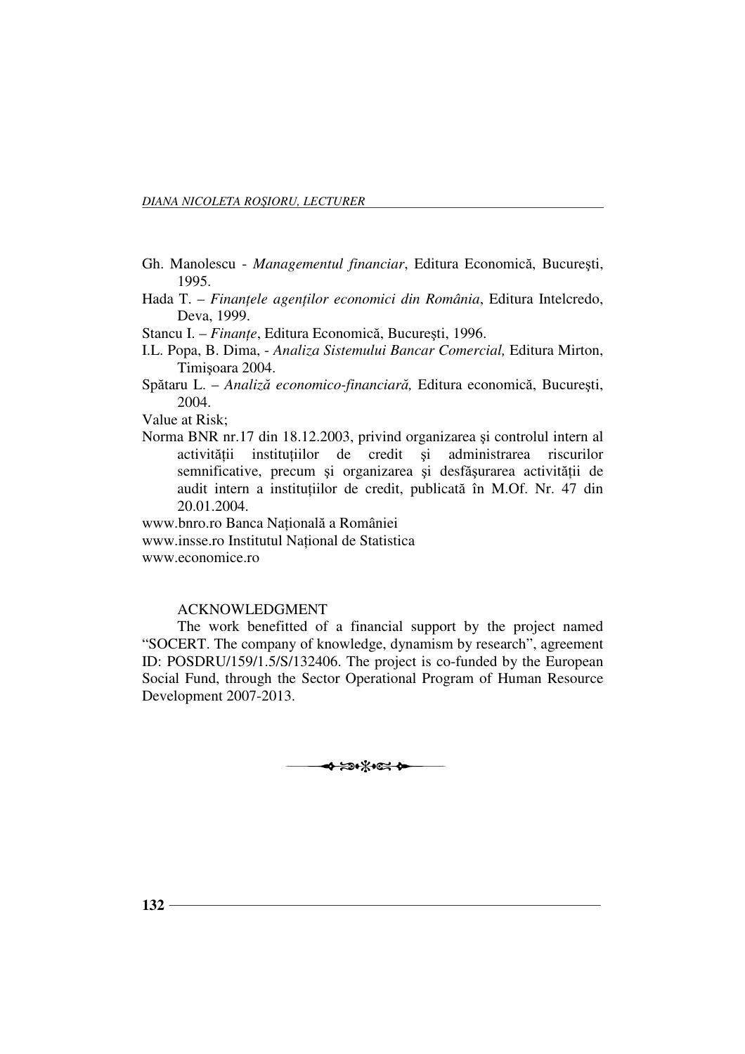Gh. Manolescu - *Managementul financiar*, Editura Economică, Bucureşti, 1995.

Hada T. – *Finanțele agenților economici din România*, Editura Intelcredo, Deva, 1999.

Stancu I. – *Finanțe*, Editura Economică, Bucureşti, 1996.

I.L. Popa, B. Dima, - *Analiza Sistemului Bancar Comercial,* Editura Mirton, Timişoara 2004.

Spătaru L. – *Analiză economico-financiară,* Editura economică, Bucureşti, 2004.

Value at Risk;

Norma BNR nr.17 din 18.12.2003, privind organizarea şi controlul intern al activității instituțiilor de credit şi administrarea riscurilor semnificative, precum şi organizarea şi desfăşurarea activității de audit intern a instituțiilor de credit, publicată în M.Of. Nr. 47 din 20.01.2004.

www.bnro.ro Banca Națională a României

www.insse.ro Institutul Național de Statistica

www.economice.ro

ACKNOWLEDGMENT

The work benefitted of a financial support by the project named "SOCERT. The company of knowledge, dynamism by research", agreement ID: POSDRU/159/1.5/S/132406. The project is co-funded by the European Social Fund, through the Sector Operational Program of Human Resource Development 2007-2013.